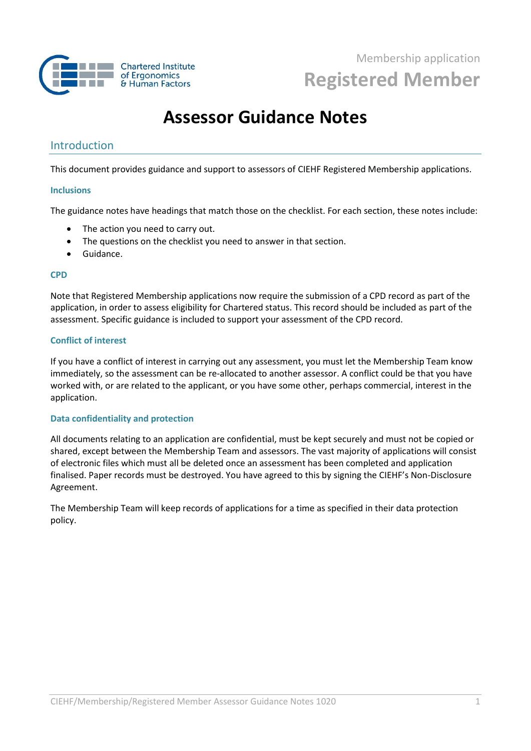Membership application

# Registered Member

# Assessor Guidance Notes

## Introduction

This document provides guidance and support to assessors of CIEHF Registered Membership applications.

### Inclusions

The guidance notes have headings that match those on the checklist. For each section, these notes include:

- The action you need to carry out.
- The questions on the checklist you need to answer in that section.
- Guidance.

### CPD

Note that Registered Membership applications now require the submission of a CPD record as part of the application, in order to assess eligibility for Chartered status. This record should be included as part of the assessment. Specific guidance is included to support your assessment of the CPD record.

### Conflict of interest

If you have a conflict of interest in carrying out any assessment, you must let the Membership Team know immediately, so the assessment can be re-allocated to another assessor. A conflict could be that you have worked with, or are related to the applicant, or you have some other, perhaps commercial, interest in the application.

### Data confidentiality and protection

All documents relating to an application are confidential, must be kept securely and must not be copied or shared, except between the Membership Team and assessors. The vast majority of applications will consist of electronic files which must all be deleted once an assessment has been completed and application finalised. Paper records must be destroyed. You have agreed to this by signing the CIEHF's Non-Disclosure Agreement.

The Membership Team will keep records of applications for a time as specified in their data protection policy.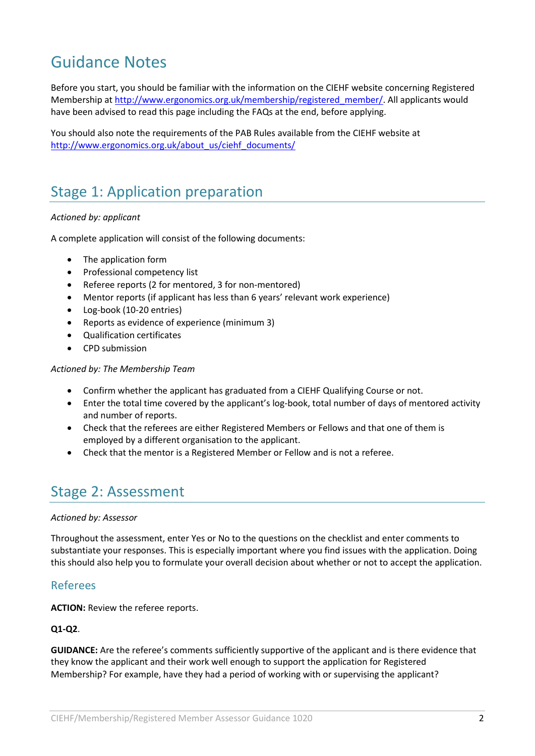# Guidance Notes

Before you start, you should be familiar with the information on the CIEHF website concerning Registered Membership at http://www.ergonomics.org.uk/membership/registered_member/. All applicants would have been advised to read this page including the FAQs at the end, before applying.

You should also note the requirements of the PAB Rules available from the CIEHF website at http://www.ergonomics.org.uk/about_us/ciehf_documents/

## Stage 1: Application preparation

*Actioned by: applicant*

A complete application will consist of the following documents:

- The application form
- Professional competency list
- Referee reports (2 for mentored, 3 for non-mentored)
- Mentor reports (if applicant has less than 6 years' relevant work experience)
- Log-book (10-20 entries)
- Reports as evidence of experience (minimum 3)
- Qualification certificates
- CPD submission

*Actioned by: The Membership Team*

- Confirm whether the applicant has graduated from a CIEHF Qualifying Course or not.
- Enter the total time covered by the applicant's log-book, total number of days of mentored activity and number of reports.
- Check that the referees are either Registered Members or Fellows and that one of them is employed by a different organisation to the applicant.
- Check that the mentor is a Registered Member or Fellow and is not a referee.

## Stage 2: Assessment

*Actioned by: Assessor*

Throughout the assessment, enter Yes or No to the questions on the checklist and enter comments to substantiate your responses. This is especially important where you find issues with the application. Doing this should also help you to formulate your overall decision about whether or not to accept the application.

### Referees

**ACTION:** Review the referee reports.

**Q1-Q2**.

**GUIDANCE:** Are the referee's comments sufficiently supportive of the applicant and is there evidence that they know the applicant and their work well enough to support the application for Registered Membership? For example, have they had a period of working with or supervising the applicant?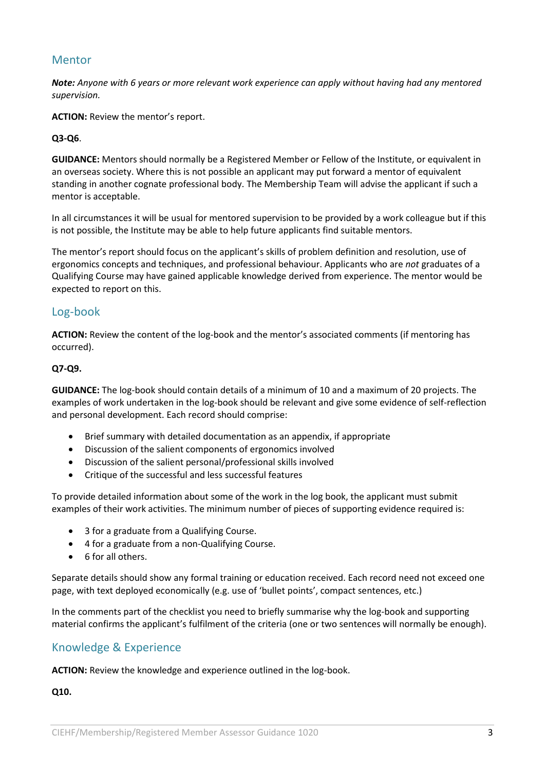## Mentor

***Note:*** *Anyone with 6 years or more relevant work experience can apply without having had any mentored supervision.*

**ACTION:** Review the mentor's report.

**Q3-Q6**.

**GUIDANCE:** Mentors should normally be a Registered Member or Fellow of the Institute, or equivalent in an overseas society. Where this is not possible an applicant may put forward a mentor of equivalent standing in another cognate professional body. The Membership Team will advise the applicant if such a mentor is acceptable.

In all circumstances it will be usual for mentored supervision to be provided by a work colleague but if this is not possible, the Institute may be able to help future applicants find suitable mentors.

The mentor's report should focus on the applicant's skills of problem definition and resolution, use of ergonomics concepts and techniques, and professional behaviour. Applicants who are *not* graduates of a Qualifying Course may have gained applicable knowledge derived from experience. The mentor would be expected to report on this.

## Log-book

**ACTION:** Review the content of the log-book and the mentor's associated comments (if mentoring has occurred).

**Q7-Q9.**

**GUIDANCE:** The log-book should contain details of a minimum of 10 and a maximum of 20 projects. The examples of work undertaken in the log-book should be relevant and give some evidence of self-reflection and personal development. Each record should comprise:

- Brief summary with detailed documentation as an appendix, if appropriate
- Discussion of the salient components of ergonomics involved
- Discussion of the salient personal/professional skills involved
- Critique of the successful and less successful features

To provide detailed information about some of the work in the log book, the applicant must submit examples of their work activities. The minimum number of pieces of supporting evidence required is:

- 3 for a graduate from a Qualifying Course.
- 4 for a graduate from a non-Qualifying Course.
- 6 for all others.

Separate details should show any formal training or education received. Each record need not exceed one page, with text deployed economically (e.g. use of 'bullet points', compact sentences, etc.)

In the comments part of the checklist you need to briefly summarise why the log-book and supporting material confirms the applicant's fulfilment of the criteria (one or two sentences will normally be enough).

## Knowledge & Experience

**ACTION:** Review the knowledge and experience outlined in the log-book.

**Q10.**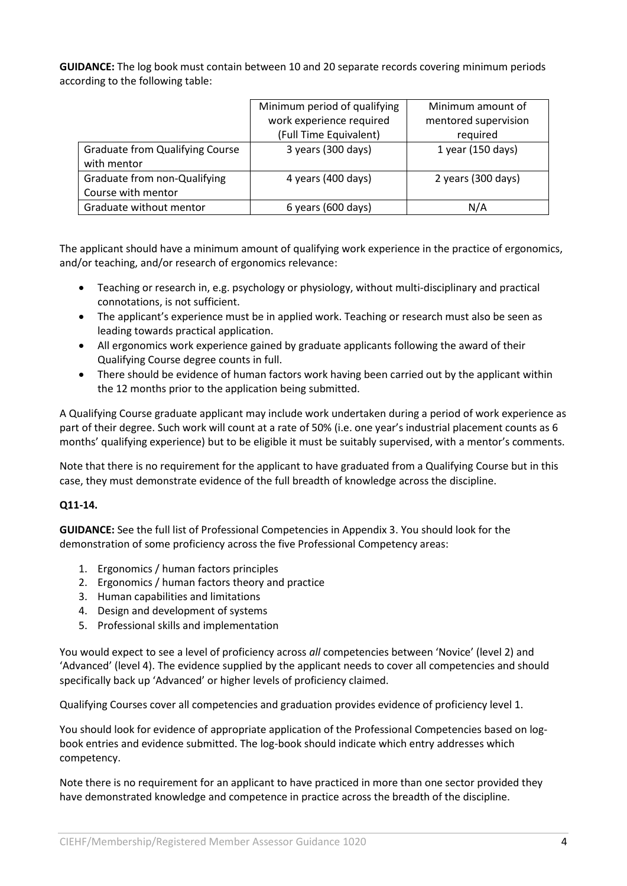**GUIDANCE:** The log book must contain between 10 and 20 separate records covering minimum periods according to the following table:

| | Minimum period of qualifying work experience required (Full Time Equivalent) | Minimum amount of mentored supervision required |
|---|---|---|
| Graduate from Qualifying Course with mentor | 3 years (300 days) | 1 year (150 days) |
| Graduate from non-Qualifying Course with mentor | 4 years (400 days) | 2 years (300 days) |
| Graduate without mentor | 6 years (600 days) | N/A |

The applicant should have a minimum amount of qualifying work experience in the practice of ergonomics, and/or teaching, and/or research of ergonomics relevance:

- Teaching or research in, e.g. psychology or physiology, without multi-disciplinary and practical connotations, is not sufficient.
- The applicant's experience must be in applied work. Teaching or research must also be seen as leading towards practical application.
- All ergonomics work experience gained by graduate applicants following the award of their Qualifying Course degree counts in full.
- There should be evidence of human factors work having been carried out by the applicant within the 12 months prior to the application being submitted.

A Qualifying Course graduate applicant may include work undertaken during a period of work experience as part of their degree. Such work will count at a rate of 50% (i.e. one year's industrial placement counts as 6 months' qualifying experience) but to be eligible it must be suitably supervised, with a mentor's comments.

Note that there is no requirement for the applicant to have graduated from a Qualifying Course but in this case, they must demonstrate evidence of the full breadth of knowledge across the discipline.

**Q11-14.**

**GUIDANCE:** See the full list of Professional Competencies in Appendix 3. You should look for the demonstration of some proficiency across the five Professional Competency areas:

1. Ergonomics / human factors principles
2. Ergonomics / human factors theory and practice
3. Human capabilities and limitations
4. Design and development of systems
5. Professional skills and implementation

You would expect to see a level of proficiency across *all* competencies between 'Novice' (level 2) and 'Advanced' (level 4). The evidence supplied by the applicant needs to cover all competencies and should specifically back up 'Advanced' or higher levels of proficiency claimed.

Qualifying Courses cover all competencies and graduation provides evidence of proficiency level 1.

You should look for evidence of appropriate application of the Professional Competencies based on log-book entries and evidence submitted. The log-book should indicate which entry addresses which competency.

Note there is no requirement for an applicant to have practiced in more than one sector provided they have demonstrated knowledge and competence in practice across the breadth of the discipline.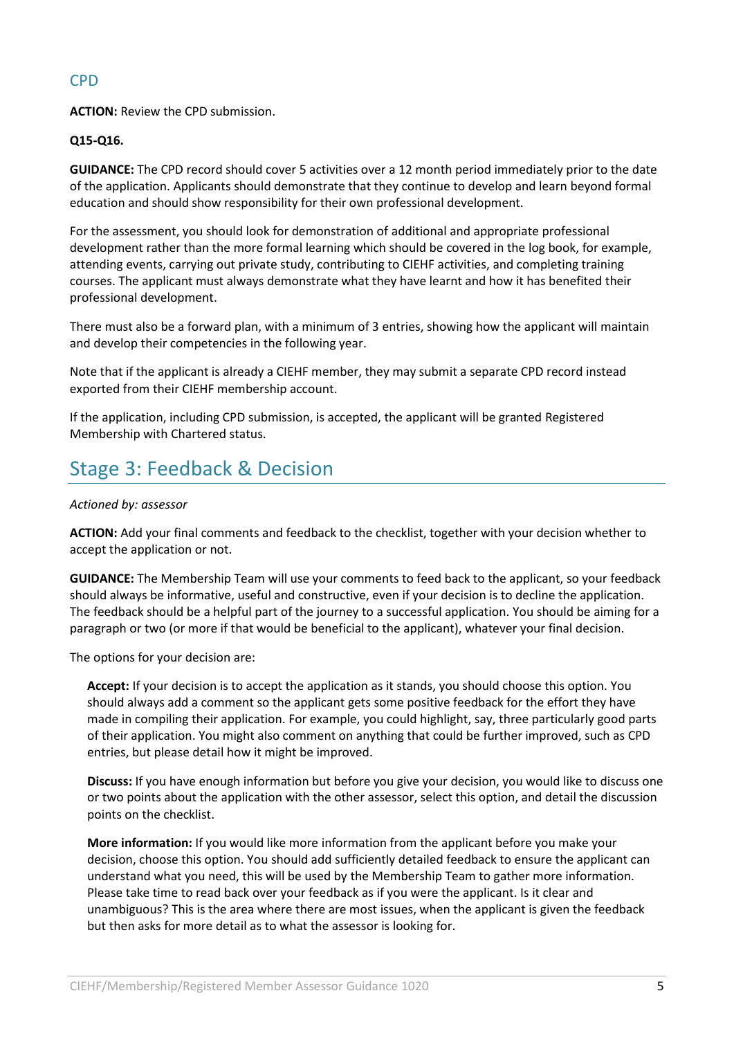## CPD

**ACTION:** Review the CPD submission.

**Q15-Q16.**

**GUIDANCE:** The CPD record should cover 5 activities over a 12 month period immediately prior to the date of the application. Applicants should demonstrate that they continue to develop and learn beyond formal education and should show responsibility for their own professional development.

For the assessment, you should look for demonstration of additional and appropriate professional development rather than the more formal learning which should be covered in the log book, for example, attending events, carrying out private study, contributing to CIEHF activities, and completing training courses. The applicant must always demonstrate what they have learnt and how it has benefited their professional development.

There must also be a forward plan, with a minimum of 3 entries, showing how the applicant will maintain and develop their competencies in the following year.

Note that if the applicant is already a CIEHF member, they may submit a separate CPD record instead exported from their CIEHF membership account.

If the application, including CPD submission, is accepted, the applicant will be granted Registered Membership with Chartered status.

# Stage 3: Feedback & Decision

*Actioned by: assessor*

**ACTION:** Add your final comments and feedback to the checklist, together with your decision whether to accept the application or not.

**GUIDANCE:** The Membership Team will use your comments to feed back to the applicant, so your feedback should always be informative, useful and constructive, even if your decision is to decline the application. The feedback should be a helpful part of the journey to a successful application. You should be aiming for a paragraph or two (or more if that would be beneficial to the applicant), whatever your final decision.

The options for your decision are:

**Accept:** If your decision is to accept the application as it stands, you should choose this option. You should always add a comment so the applicant gets some positive feedback for the effort they have made in compiling their application. For example, you could highlight, say, three particularly good parts of their application. You might also comment on anything that could be further improved, such as CPD entries, but please detail how it might be improved.

**Discuss:** If you have enough information but before you give your decision, you would like to discuss one or two points about the application with the other assessor, select this option, and detail the discussion points on the checklist.

**More information:** If you would like more information from the applicant before you make your decision, choose this option. You should add sufficiently detailed feedback to ensure the applicant can understand what you need, this will be used by the Membership Team to gather more information. Please take time to read back over your feedback as if you were the applicant. Is it clear and unambiguous? This is the area where there are most issues, when the applicant is given the feedback but then asks for more detail as to what the assessor is looking for.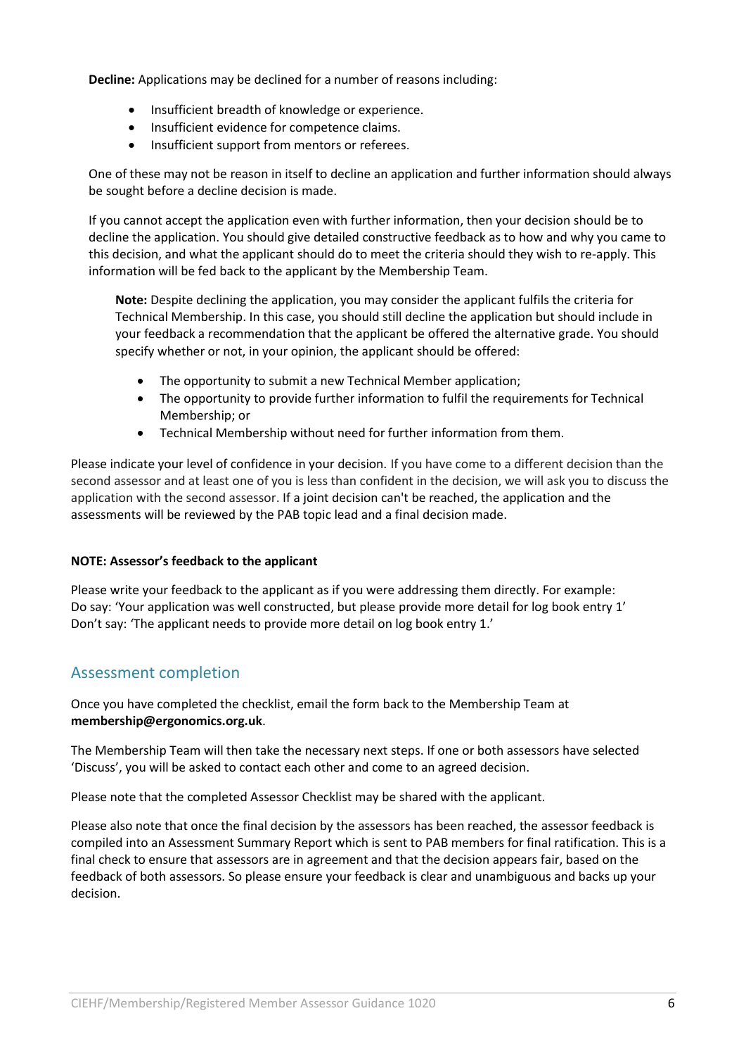**Decline:** Applications may be declined for a number of reasons including:

- Insufficient breadth of knowledge or experience.
- Insufficient evidence for competence claims.
- Insufficient support from mentors or referees.

One of these may not be reason in itself to decline an application and further information should always be sought before a decline decision is made.

If you cannot accept the application even with further information, then your decision should be to decline the application. You should give detailed constructive feedback as to how and why you came to this decision, and what the applicant should do to meet the criteria should they wish to re-apply. This information will be fed back to the applicant by the Membership Team.

> **Note:** Despite declining the application, you may consider the applicant fulfils the criteria for Technical Membership. In this case, you should still decline the application but should include in your feedback a recommendation that the applicant be offered the alternative grade. You should specify whether or not, in your opinion, the applicant should be offered:
>
> - The opportunity to submit a new Technical Member application;
> - The opportunity to provide further information to fulfil the requirements for Technical Membership; or
> - Technical Membership without need for further information from them.

Please indicate your level of confidence in your decision. If you have come to a different decision than the second assessor and at least one of you is less than confident in the decision, we will ask you to discuss the application with the second assessor. If a joint decision can't be reached, the application and the assessments will be reviewed by the PAB topic lead and a final decision made.

**NOTE: Assessor's feedback to the applicant**

Please write your feedback to the applicant as if you were addressing them directly. For example:
Do say: 'Your application was well constructed, but please provide more detail for log book entry 1'
Don't say: 'The applicant needs to provide more detail on log book entry 1.'

## Assessment completion

Once you have completed the checklist, email the form back to the Membership Team at **membership@ergonomics.org.uk**.

The Membership Team will then take the necessary next steps. If one or both assessors have selected 'Discuss', you will be asked to contact each other and come to an agreed decision.

Please note that the completed Assessor Checklist may be shared with the applicant.

Please also note that once the final decision by the assessors has been reached, the assessor feedback is compiled into an Assessment Summary Report which is sent to PAB members for final ratification. This is a final check to ensure that assessors are in agreement and that the decision appears fair, based on the feedback of both assessors. So please ensure your feedback is clear and unambiguous and backs up your decision.